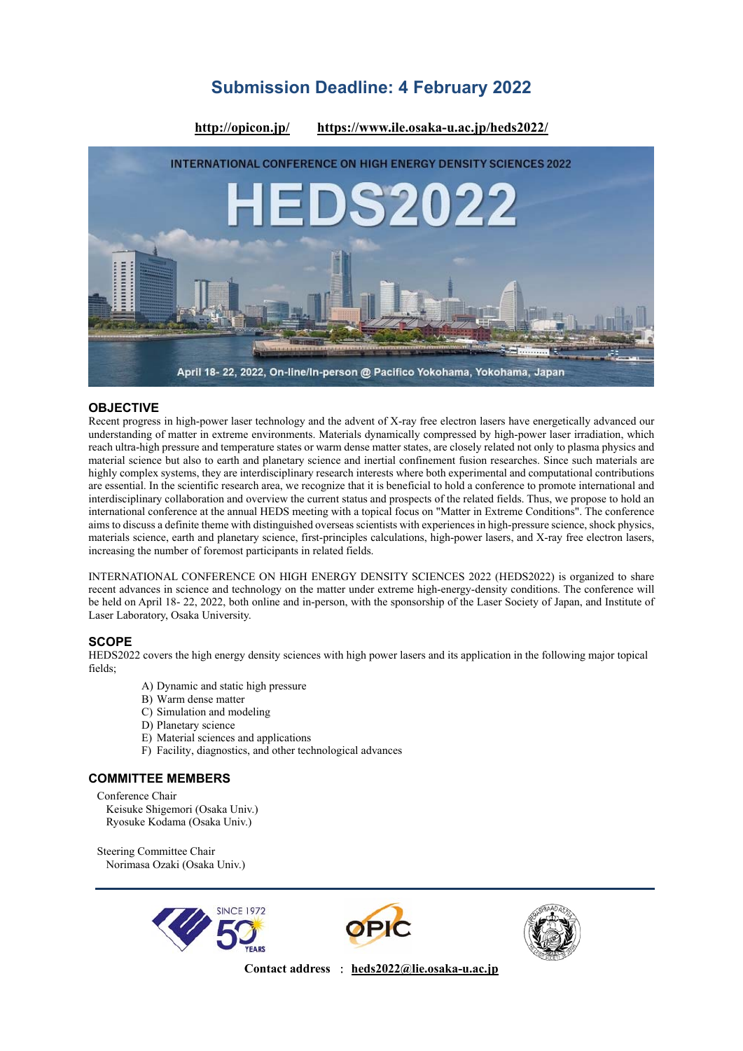# Submission Deadline: 4 February 2022

http://opicon.jp/ https://www.ile.osaka-u.ac.jp/heds2022/

INTERNATIONAL CONFERENCE ON HIGH ENERGY DENSITY SCIENCES 2022

# HEDS2022

April 18- 22, 2022, On-line/In-person @ Pacifico Yokohama, Yokohama, Japan

## OBJECTIVE

Recent progress in high-power laser technology and the advent of X-ray free electron lasers have energetically advanced our understanding of matter in extreme environments. Materials dynamically compressed by high-power laser irradiation, which reach ultra-high pressure and temperature states or warm dense matter states, are closely related not only to plasma physics and material science but also to earth and planetary science and inertial confinement fusion researches. Since such materials are highly complex systems, they are interdisciplinary research interests where both experimental and computational contributions are essential. In the scientific research area, we recognize that it is beneficial to hold a conference to promote international and interdisciplinary collaboration and overview the current status and prospects of the related fields. Thus, we propose to hold an international conference at the annual HEDS meeting with a topical focus on "Matter in Extreme Conditions". The conference aims to discuss a definite theme with distinguished overseas scientists with experiences in high-pressure science, shock physics, materials science, earth and planetary science, first-principles calculations, high-power lasers, and X-ray free electron lasers, increasing the number of foremost participants in related fields.

INTERNATIONAL CONFERENCE ON HIGH ENERGY DENSITY SCIENCES 2022 (HEDS2022) is organized to share recent advances in science and technology on the matter under extreme high-energy-density conditions. The conference will be held on April 18- 22, 2022, both online and in-person, with the sponsorship of the Laser Society of Japan, and Institute of Laser Laboratory, Osaka University.

## SCOPE

HEDS2022 covers the high energy density sciences with high power lasers and its application in the following major topical fields;

- A) Dynamic and static high pressure
- B) Warm dense matter
- C) Simulation and modeling
- D) Planetary science
- E) Material sciences and applications
- F) Facility, diagnostics, and other technological advances

## COMMITTEE MEMBERS

Conference Chair
Keisuke Shigemori (Osaka Univ.)
Ryosuke Kodama (Osaka Univ.)

Steering Committee Chair
Norimasa Ozaki (Osaka Univ.)

SINCE 1972 50 YEARS

OPIC

**Contact address** : **heds2022@lie.osaka-u.ac.jp**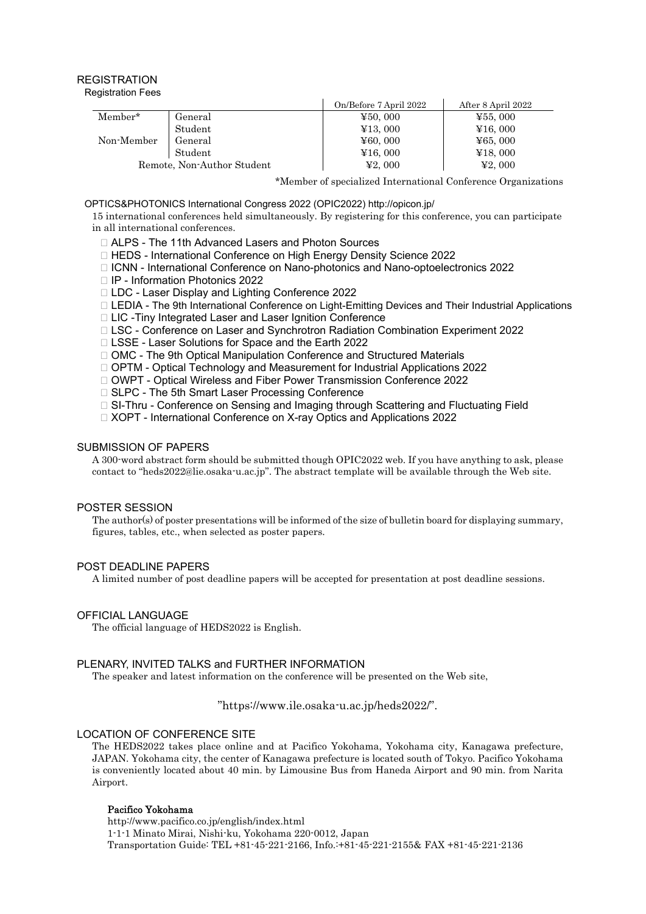# REGISTRATION

## Registration Fees

| | | On/Before 7 April 2022 | After 8 April 2022 |
|---|---|---|---|
| Member* | General | ¥50, 000 | ¥55, 000 |
| | Student | ¥13, 000 | ¥16, 000 |
| Non-Member | General | ¥60, 000 | ¥65, 000 |
| | Student | ¥16, 000 | ¥18, 000 |
| Remote, Non-Author Student | | ¥2, 000 | ¥2, 000 |

*Member of specialized International Conference Organizations

## OPTICS&PHOTONICS International Congress 2022 (OPIC2022) http://opicon.jp/

15 international conferences held simultaneously. By registering for this conference, you can participate in all international conferences.

- ALPS - The 11th Advanced Lasers and Photon Sources
- HEDS - International Conference on High Energy Density Science 2022
- ICNN - International Conference on Nano-photonics and Nano-optoelectronics 2022
- IP - Information Photonics 2022
- LDC - Laser Display and Lighting Conference 2022
- LEDIA - The 9th International Conference on Light-Emitting Devices and Their Industrial Applications
- LIC -Tiny Integrated Laser and Laser Ignition Conference
- LSC - Conference on Laser and Synchrotron Radiation Combination Experiment 2022
- LSSE - Laser Solutions for Space and the Earth 2022
- OMC - The 9th Optical Manipulation Conference and Structured Materials
- OPTM - Optical Technology and Measurement for Industrial Applications 2022
- OWPT - Optical Wireless and Fiber Power Transmission Conference 2022
- SLPC - The 5th Smart Laser Processing Conference
- SI-Thru - Conference on Sensing and Imaging through Scattering and Fluctuating Field
- XOPT - International Conference on X-ray Optics and Applications 2022

# SUBMISSION OF PAPERS

A 300-word abstract form should be submitted though OPIC2022 web. If you have anything to ask, please contact to "heds2022@lie.osaka-u.ac.jp". The abstract template will be available through the Web site.

# POSTER SESSION

The author(s) of poster presentations will be informed of the size of bulletin board for displaying summary, figures, tables, etc., when selected as poster papers.

# POST DEADLINE PAPERS

A limited number of post deadline papers will be accepted for presentation at post deadline sessions.

# OFFICIAL LANGUAGE

The official language of HEDS2022 is English.

# PLENARY, INVITED TALKS and FURTHER INFORMATION

The speaker and latest information on the conference will be presented on the Web site,

"https://www.ile.osaka-u.ac.jp/heds2022/".

# LOCATION OF CONFERENCE SITE

The HEDS2022 takes place online and at Pacifico Yokohama, Yokohama city, Kanagawa prefecture, JAPAN. Yokohama city, the center of Kanagawa prefecture is located south of Tokyo. Pacifico Yokohama is conveniently located about 40 min. by Limousine Bus from Haneda Airport and 90 min. from Narita Airport.

**Pacifico Yokohama**

http://www.pacifico.co.jp/english/index.html
1-1-1 Minato Mirai, Nishi-ku, Yokohama 220-0012, Japan
Transportation Guide: TEL +81-45-221-2166, Info.:+81-45-221-2155& FAX +81-45-221-2136